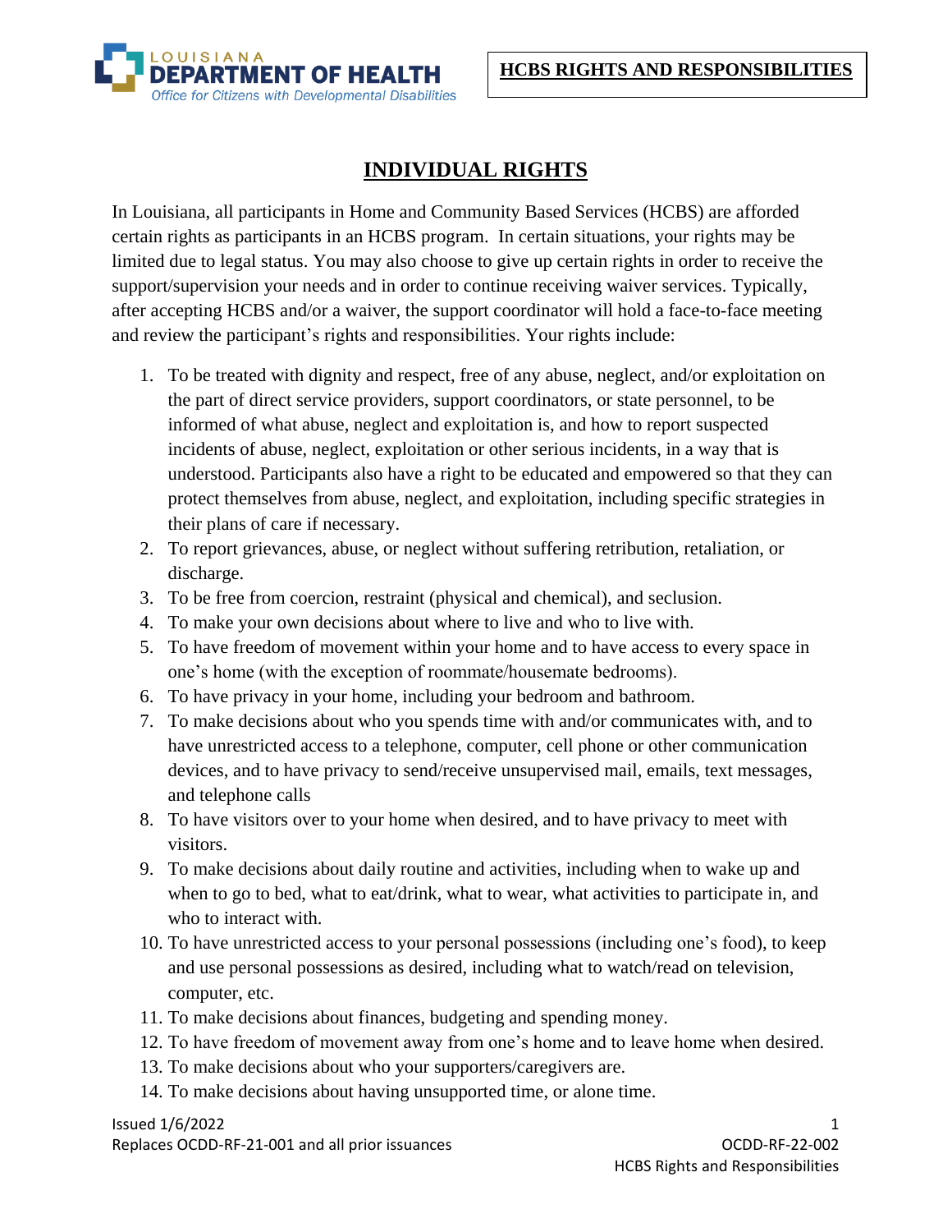**HCBS RIGHTS AND RESPONSIBILITIES**

# INDIVIDUAL RIGHTS

In Louisiana, all participants in Home and Community Based Services (HCBS) are afforded certain rights as participants in an HCBS program. In certain situations, your rights may be limited due to legal status. You may also choose to give up certain rights in order to receive the support/supervision your needs and in order to continue receiving waiver services. Typically, after accepting HCBS and/or a waiver, the support coordinator will hold a face-to-face meeting and review the participant's rights and responsibilities. Your rights include:

1. To be treated with dignity and respect, free of any abuse, neglect, and/or exploitation on the part of direct service providers, support coordinators, or state personnel, to be informed of what abuse, neglect and exploitation is, and how to report suspected incidents of abuse, neglect, exploitation or other serious incidents, in a way that is understood. Participants also have a right to be educated and empowered so that they can protect themselves from abuse, neglect, and exploitation, including specific strategies in their plans of care if necessary.
2. To report grievances, abuse, or neglect without suffering retribution, retaliation, or discharge.
3. To be free from coercion, restraint (physical and chemical), and seclusion.
4. To make your own decisions about where to live and who to live with.
5. To have freedom of movement within your home and to have access to every space in one's home (with the exception of roommate/housemate bedrooms).
6. To have privacy in your home, including your bedroom and bathroom.
7. To make decisions about who you spends time with and/or communicates with, and to have unrestricted access to a telephone, computer, cell phone or other communication devices, and to have privacy to send/receive unsupervised mail, emails, text messages, and telephone calls
8. To have visitors over to your home when desired, and to have privacy to meet with visitors.
9. To make decisions about daily routine and activities, including when to wake up and when to go to bed, what to eat/drink, what to wear, what activities to participate in, and who to interact with.
10. To have unrestricted access to your personal possessions (including one's food), to keep and use personal possessions as desired, including what to watch/read on television, computer, etc.
11. To make decisions about finances, budgeting and spending money.
12. To have freedom of movement away from one's home and to leave home when desired.
13. To make decisions about who your supporters/caregivers are.
14. To make decisions about having unsupported time, or alone time.

Issued 1/6/2022
Replaces OCDD-RF-21-001 and all prior issuances

OCDD-RF-22-002
HCBS Rights and Responsibilities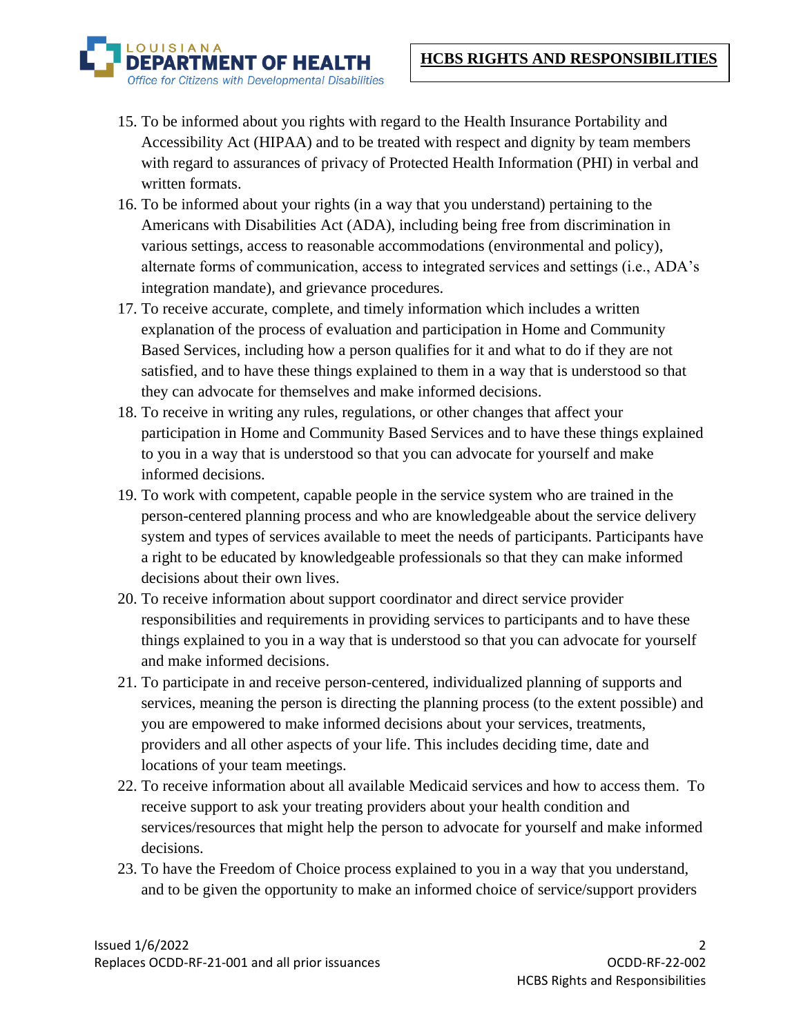15. To be informed about you rights with regard to the Health Insurance Portability and Accessibility Act (HIPAA) and to be treated with respect and dignity by team members with regard to assurances of privacy of Protected Health Information (PHI) in verbal and written formats.
16. To be informed about your rights (in a way that you understand) pertaining to the Americans with Disabilities Act (ADA), including being free from discrimination in various settings, access to reasonable accommodations (environmental and policy), alternate forms of communication, access to integrated services and settings (i.e., ADA's integration mandate), and grievance procedures.
17. To receive accurate, complete, and timely information which includes a written explanation of the process of evaluation and participation in Home and Community Based Services, including how a person qualifies for it and what to do if they are not satisfied, and to have these things explained to them in a way that is understood so that they can advocate for themselves and make informed decisions.
18. To receive in writing any rules, regulations, or other changes that affect your participation in Home and Community Based Services and to have these things explained to you in a way that is understood so that you can advocate for yourself and make informed decisions.
19. To work with competent, capable people in the service system who are trained in the person-centered planning process and who are knowledgeable about the service delivery system and types of services available to meet the needs of participants. Participants have a right to be educated by knowledgeable professionals so that they can make informed decisions about their own lives.
20. To receive information about support coordinator and direct service provider responsibilities and requirements in providing services to participants and to have these things explained to you in a way that is understood so that you can advocate for yourself and make informed decisions.
21. To participate in and receive person-centered, individualized planning of supports and services, meaning the person is directing the planning process (to the extent possible) and you are empowered to make informed decisions about your services, treatments, providers and all other aspects of your life. This includes deciding time, date and locations of your team meetings.
22. To receive information about all available Medicaid services and how to access them. To receive support to ask your treating providers about your health condition and services/resources that might help the person to advocate for yourself and make informed decisions.
23. To have the Freedom of Choice process explained to you in a way that you understand, and to be given the opportunity to make an informed choice of service/support providers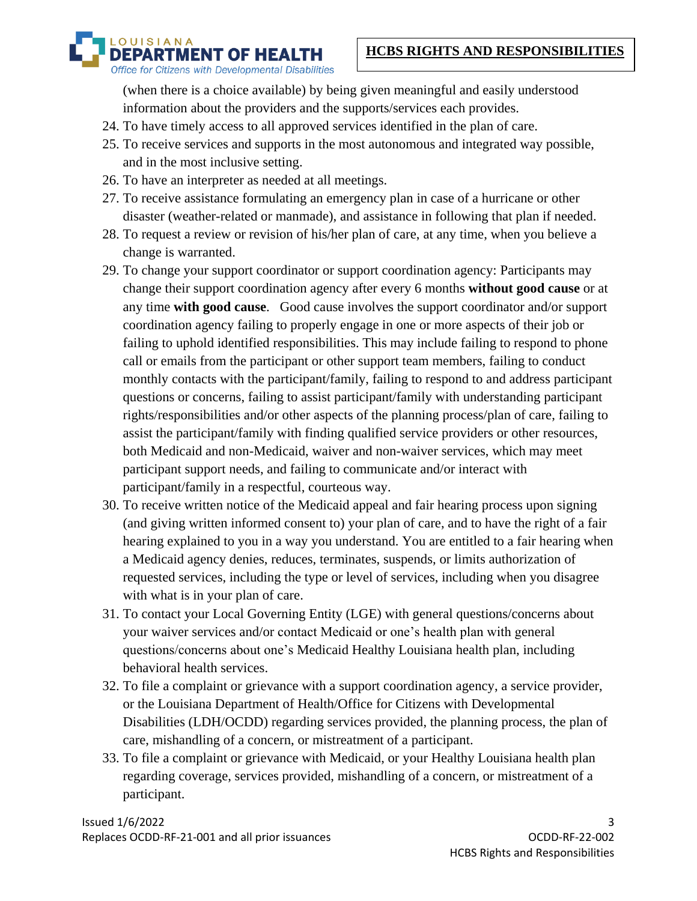(when there is a choice available) by being given meaningful and easily understood information about the providers and the supports/services each provides.

24. To have timely access to all approved services identified in the plan of care.
25. To receive services and supports in the most autonomous and integrated way possible, and in the most inclusive setting.
26. To have an interpreter as needed at all meetings.
27. To receive assistance formulating an emergency plan in case of a hurricane or other disaster (weather-related or manmade), and assistance in following that plan if needed.
28. To request a review or revision of his/her plan of care, at any time, when you believe a change is warranted.
29. To change your support coordinator or support coordination agency: Participants may change their support coordination agency after every 6 months **without good cause** or at any time **with good cause**. Good cause involves the support coordinator and/or support coordination agency failing to properly engage in one or more aspects of their job or failing to uphold identified responsibilities. This may include failing to respond to phone call or emails from the participant or other support team members, failing to conduct monthly contacts with the participant/family, failing to respond to and address participant questions or concerns, failing to assist participant/family with understanding participant rights/responsibilities and/or other aspects of the planning process/plan of care, failing to assist the participant/family with finding qualified service providers or other resources, both Medicaid and non-Medicaid, waiver and non-waiver services, which may meet participant support needs, and failing to communicate and/or interact with participant/family in a respectful, courteous way.
30. To receive written notice of the Medicaid appeal and fair hearing process upon signing (and giving written informed consent to) your plan of care, and to have the right of a fair hearing explained to you in a way you understand. You are entitled to a fair hearing when a Medicaid agency denies, reduces, terminates, suspends, or limits authorization of requested services, including the type or level of services, including when you disagree with what is in your plan of care.
31. To contact your Local Governing Entity (LGE) with general questions/concerns about your waiver services and/or contact Medicaid or one's health plan with general questions/concerns about one's Medicaid Healthy Louisiana health plan, including behavioral health services.
32. To file a complaint or grievance with a support coordination agency, a service provider, or the Louisiana Department of Health/Office for Citizens with Developmental Disabilities (LDH/OCDD) regarding services provided, the planning process, the plan of care, mishandling of a concern, or mistreatment of a participant.
33. To file a complaint or grievance with Medicaid, or your Healthy Louisiana health plan regarding coverage, services provided, mishandling of a concern, or mistreatment of a participant.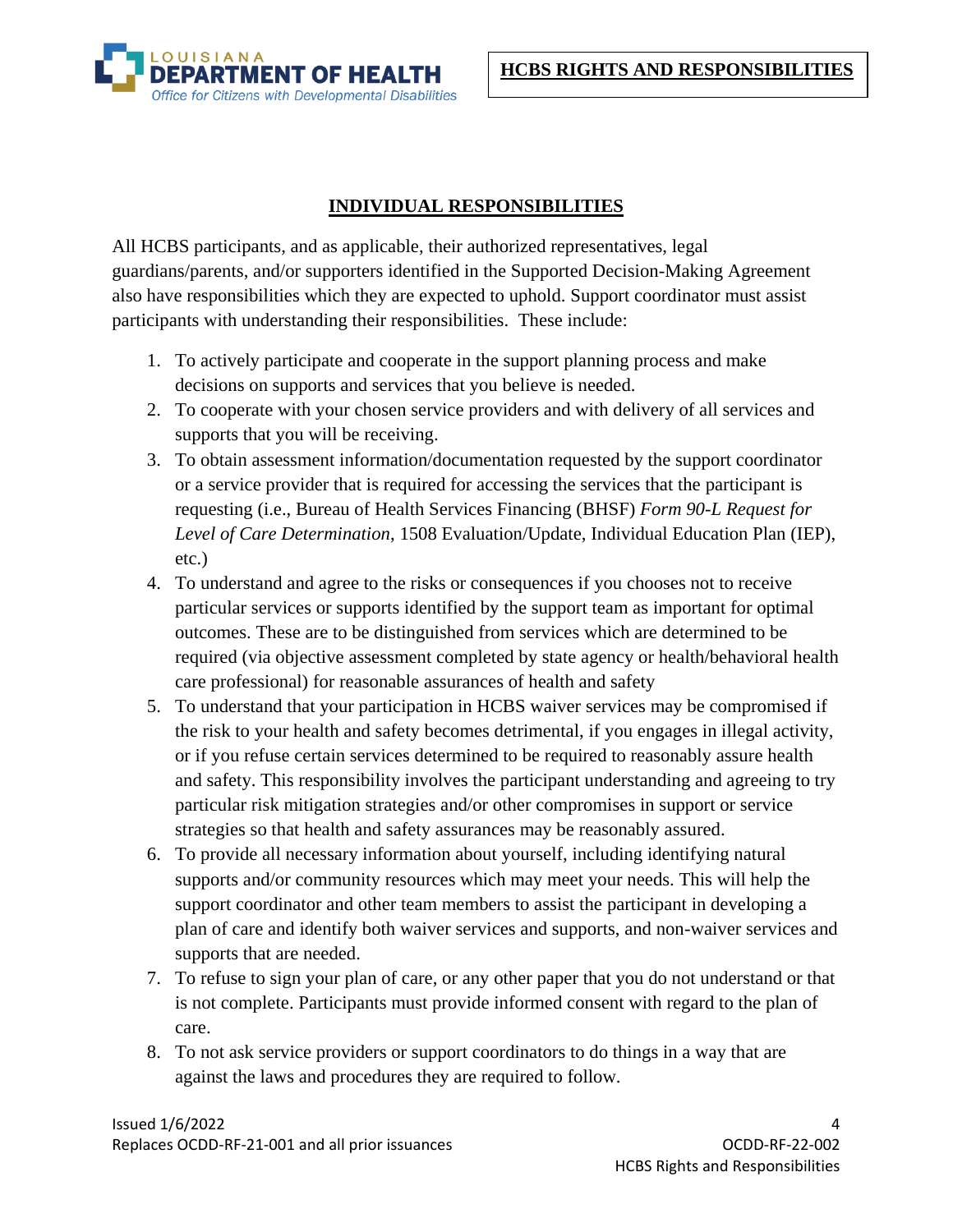## INDIVIDUAL RESPONSIBILITIES

All HCBS participants, and as applicable, their authorized representatives, legal guardians/parents, and/or supporters identified in the Supported Decision-Making Agreement also have responsibilities which they are expected to uphold. Support coordinator must assist participants with understanding their responsibilities. These include:

1. To actively participate and cooperate in the support planning process and make decisions on supports and services that you believe is needed.
2. To cooperate with your chosen service providers and with delivery of all services and supports that you will be receiving.
3. To obtain assessment information/documentation requested by the support coordinator or a service provider that is required for accessing the services that the participant is requesting (i.e., Bureau of Health Services Financing (BHSF) *Form 90-L Request for Level of Care Determination*, 1508 Evaluation/Update, Individual Education Plan (IEP), etc.)
4. To understand and agree to the risks or consequences if you chooses not to receive particular services or supports identified by the support team as important for optimal outcomes. These are to be distinguished from services which are determined to be required (via objective assessment completed by state agency or health/behavioral health care professional) for reasonable assurances of health and safety
5. To understand that your participation in HCBS waiver services may be compromised if the risk to your health and safety becomes detrimental, if you engages in illegal activity, or if you refuse certain services determined to be required to reasonably assure health and safety. This responsibility involves the participant understanding and agreeing to try particular risk mitigation strategies and/or other compromises in support or service strategies so that health and safety assurances may be reasonably assured.
6. To provide all necessary information about yourself, including identifying natural supports and/or community resources which may meet your needs. This will help the support coordinator and other team members to assist the participant in developing a plan of care and identify both waiver services and supports, and non-waiver services and supports that are needed.
7. To refuse to sign your plan of care, or any other paper that you do not understand or that is not complete. Participants must provide informed consent with regard to the plan of care.
8. To not ask service providers or support coordinators to do things in a way that are against the laws and procedures they are required to follow.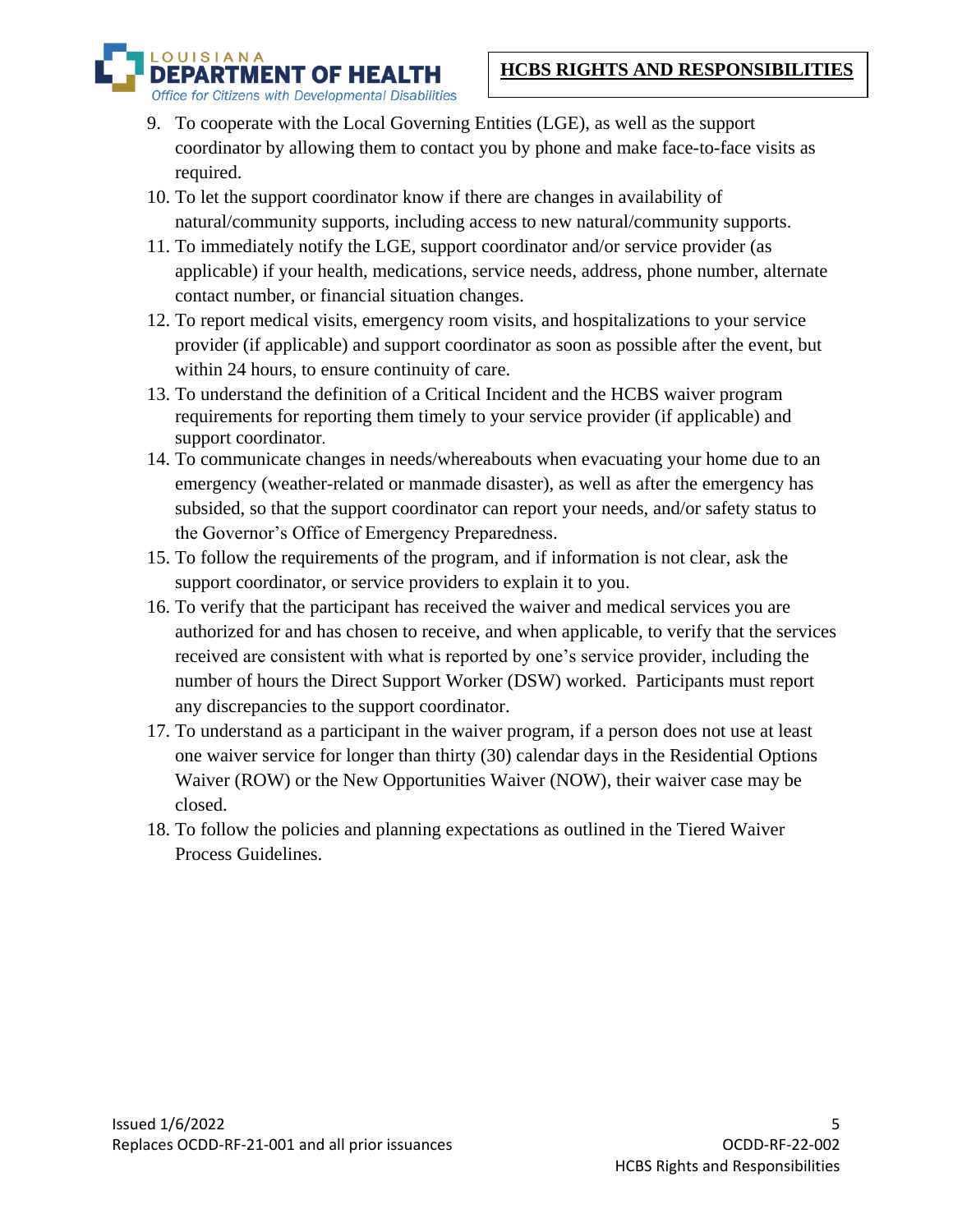9. To cooperate with the Local Governing Entities (LGE), as well as the support coordinator by allowing them to contact you by phone and make face-to-face visits as required.
10. To let the support coordinator know if there are changes in availability of natural/community supports, including access to new natural/community supports.
11. To immediately notify the LGE, support coordinator and/or service provider (as applicable) if your health, medications, service needs, address, phone number, alternate contact number, or financial situation changes.
12. To report medical visits, emergency room visits, and hospitalizations to your service provider (if applicable) and support coordinator as soon as possible after the event, but within 24 hours, to ensure continuity of care.
13. To understand the definition of a Critical Incident and the HCBS waiver program requirements for reporting them timely to your service provider (if applicable) and support coordinator.
14. To communicate changes in needs/whereabouts when evacuating your home due to an emergency (weather-related or manmade disaster), as well as after the emergency has subsided, so that the support coordinator can report your needs, and/or safety status to the Governor's Office of Emergency Preparedness.
15. To follow the requirements of the program, and if information is not clear, ask the support coordinator, or service providers to explain it to you.
16. To verify that the participant has received the waiver and medical services you are authorized for and has chosen to receive, and when applicable, to verify that the services received are consistent with what is reported by one's service provider, including the number of hours the Direct Support Worker (DSW) worked. Participants must report any discrepancies to the support coordinator.
17. To understand as a participant in the waiver program, if a person does not use at least one waiver service for longer than thirty (30) calendar days in the Residential Options Waiver (ROW) or the New Opportunities Waiver (NOW), their waiver case may be closed.
18. To follow the policies and planning expectations as outlined in the Tiered Waiver Process Guidelines.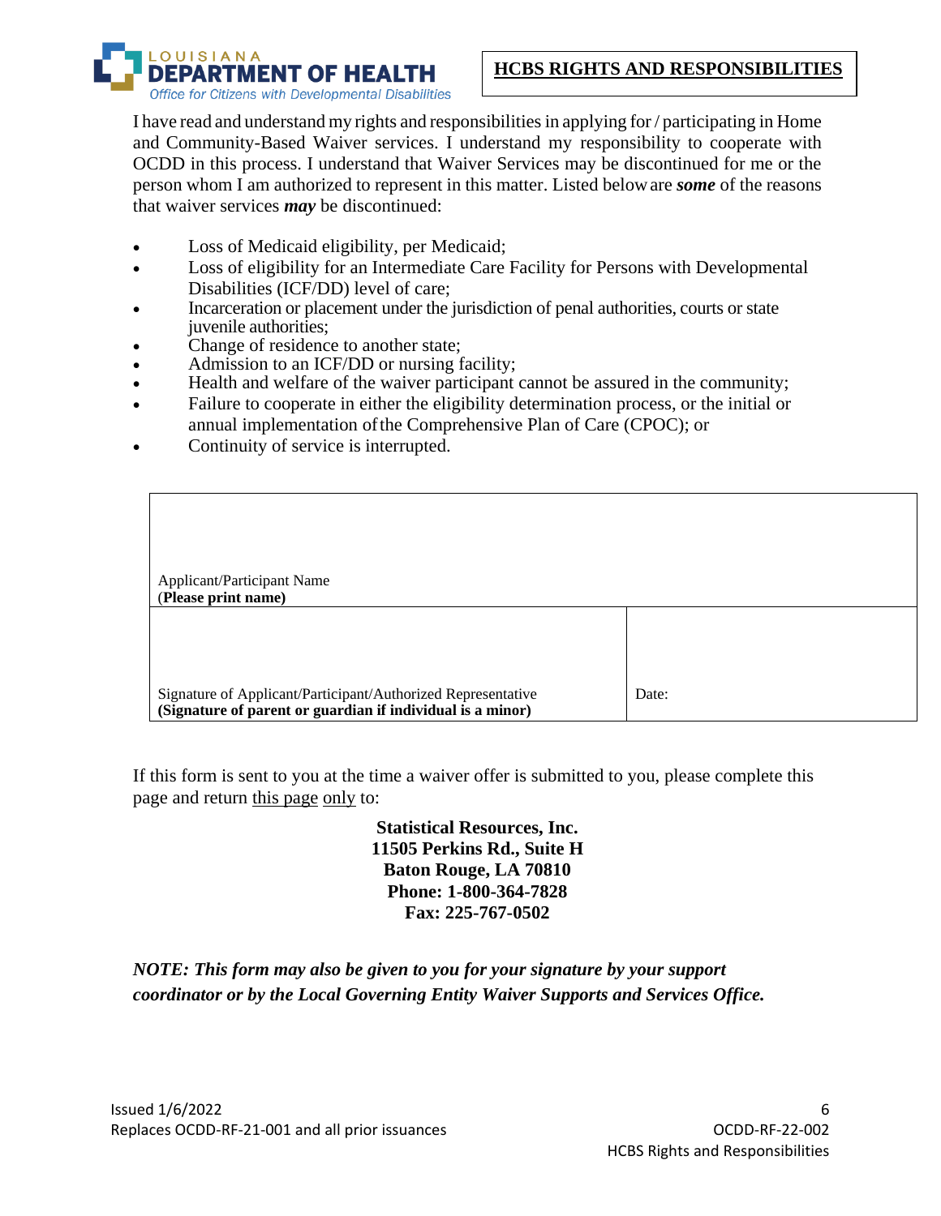**HCBS RIGHTS AND RESPONSIBILITIES**

I have read and understand my rights and responsibilities in applying for / participating in Home and Community-Based Waiver services. I understand my responsibility to cooperate with OCDD in this process. I understand that Waiver Services may be discontinued for me or the person whom I am authorized to represent in this matter. Listed below are ***some*** of the reasons that waiver services ***may*** be discontinued:

- Loss of Medicaid eligibility, per Medicaid;
- Loss of eligibility for an Intermediate Care Facility for Persons with Developmental Disabilities (ICF/DD) level of care;
- Incarceration or placement under the jurisdiction of penal authorities, courts or state juvenile authorities;
- Change of residence to another state;
- Admission to an ICF/DD or nursing facility;
- Health and welfare of the waiver participant cannot be assured in the community;
- Failure to cooperate in either the eligibility determination process, or the initial or annual implementation of the Comprehensive Plan of Care (CPOC); or
- Continuity of service is interrupted.

| | |
|---|---|
| Applicant/Participant Name<br>(**Please print name)** | |
| Signature of Applicant/Participant/Authorized Representative<br>**(Signature of parent or guardian if individual is a minor)** | Date: |

If this form is sent to you at the time a waiver offer is submitted to you, please complete this page and return <u>this page</u> <u>only</u> to:

**Statistical Resources, Inc.**
**11505 Perkins Rd., Suite H**
**Baton Rouge, LA 70810**
**Phone: 1-800-364-7828**
**Fax: 225-767-0502**

***NOTE: This form may also be given to you for your signature by your support coordinator or by the Local Governing Entity Waiver Supports and Services Office.***

Issued 1/6/2022
Replaces OCDD-RF-21-001 and all prior issuances

OCDD-RF-22-002
HCBS Rights and Responsibilities